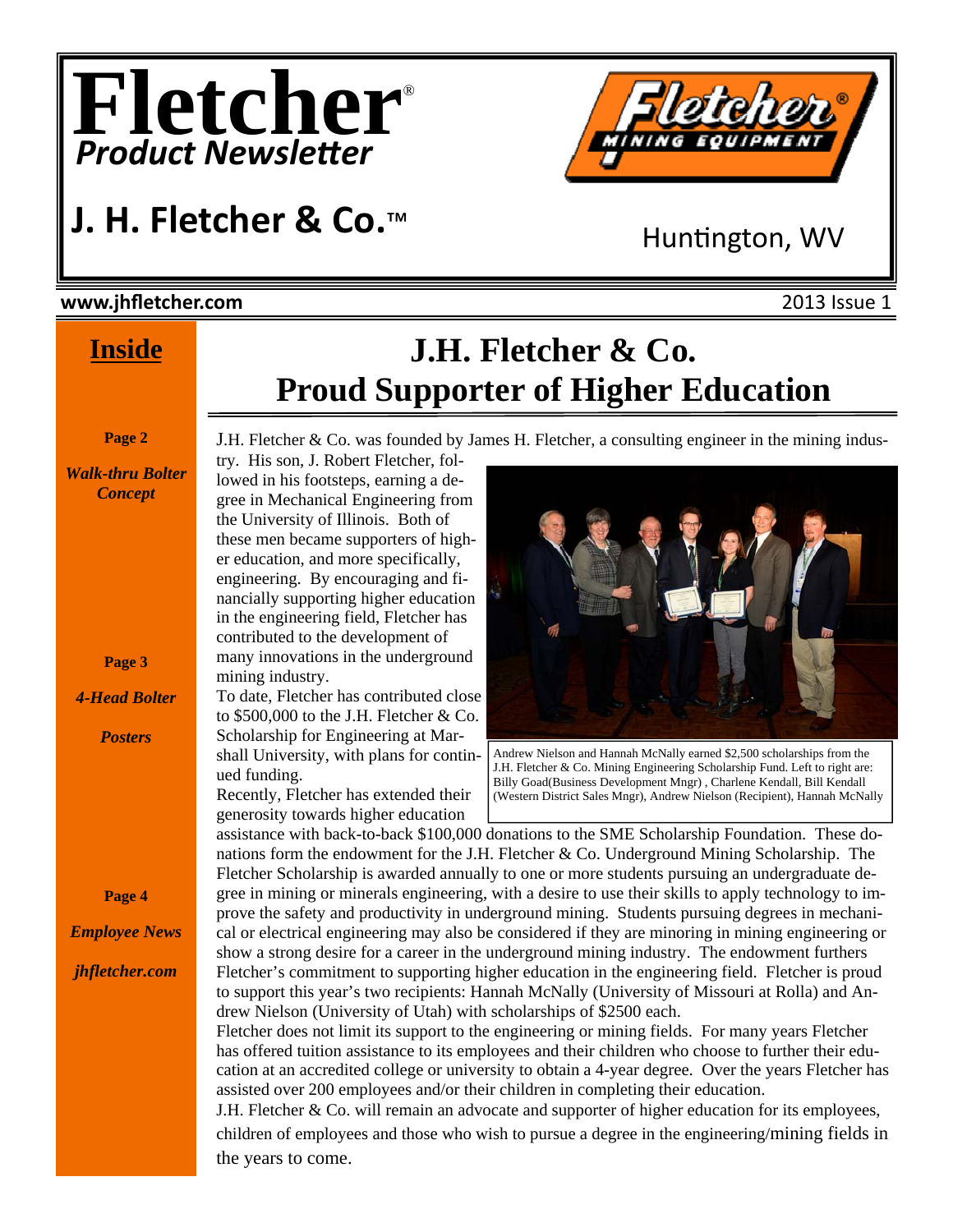# Fletcher®

***Product Newsletter***

## J. H. Fletcher & Co.™

Huntington, WV

**www.jhfletcher.com** 2013 Issue 1

**Inside**

**Page 2**

***Walk-thru Bolter Concept***

**Page 3**

***4-Head Bolter***

***Posters***

**Page 4**

***Employee News***

***jhfletcher.com***

# J.H. Fletcher & Co. Proud Supporter of Higher Education

J.H. Fletcher & Co. was founded by James H. Fletcher, a consulting engineer in the mining industry. His son, J. Robert Fletcher, followed in his footsteps, earning a degree in Mechanical Engineering from the University of Illinois. Both of these men became supporters of higher education, and more specifically, engineering. By encouraging and financially supporting higher education in the engineering field, Fletcher has contributed to the development of many innovations in the underground mining industry.

To date, Fletcher has contributed close to $500,000 to the J.H. Fletcher & Co. Scholarship for Engineering at Marshall University, with plans for continued funding.

Recently, Fletcher has extended their generosity towards higher education assistance with back-to-back $100,000 donations to the SME Scholarship Foundation. These donations form the endowment for the J.H. Fletcher & Co. Underground Mining Scholarship. The Fletcher Scholarship is awarded annually to one or more students pursuing an undergraduate degree in mining or minerals engineering, with a desire to use their skills to apply technology to improve the safety and productivity in underground mining. Students pursuing degrees in mechanical or electrical engineering may also be considered if they are minoring in mining engineering or show a strong desire for a career in the underground mining industry. The endowment furthers Fletcher's commitment to supporting higher education in the engineering field. Fletcher is proud to support this year's two recipients: Hannah McNally (University of Missouri at Rolla) and Andrew Nielson (University of Utah) with scholarships of $2500 each.

Andrew Nielson and Hannah McNally earned $2,500 scholarships from the J.H. Fletcher & Co. Mining Engineering Scholarship Fund. Left to right are: Billy Goad(Business Development Mngr) , Charlene Kendall, Bill Kendall (Western District Sales Mngr), Andrew Nielson (Recipient), Hannah McNally

Fletcher does not limit its support to the engineering or mining fields. For many years Fletcher has offered tuition assistance to its employees and their children who choose to further their education at an accredited college or university to obtain a 4-year degree. Over the years Fletcher has assisted over 200 employees and/or their children in completing their education.

J.H. Fletcher & Co. will remain an advocate and supporter of higher education for its employees, children of employees and those who wish to pursue a degree in the engineering/mining fields in the years to come.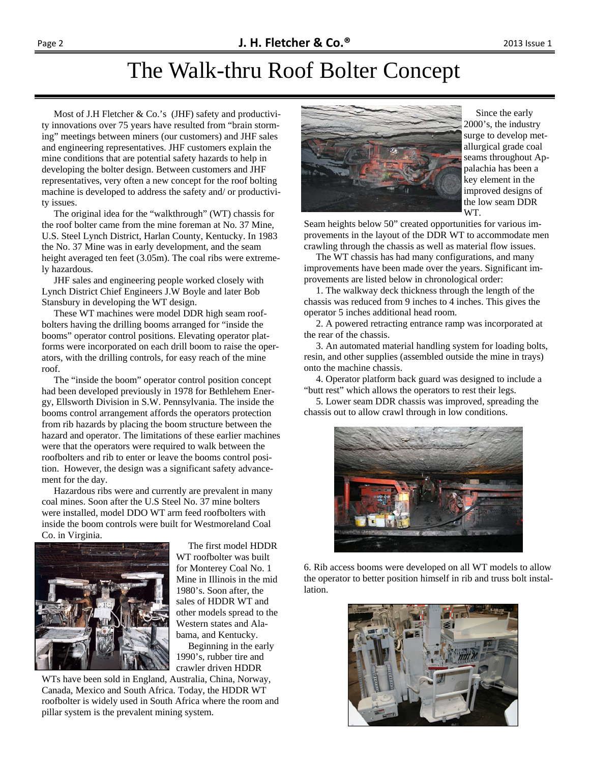# The Walk-thru Roof Bolter Concept

Most of J.H Fletcher & Co.'s (JHF) safety and productivity innovations over 75 years have resulted from "brain storming" meetings between miners (our customers) and JHF sales and engineering representatives. JHF customers explain the mine conditions that are potential safety hazards to help in developing the bolter design. Between customers and JHF representatives, very often a new concept for the roof bolting machine is developed to address the safety and/ or productivity issues.

The original idea for the "walkthrough" (WT) chassis for the roof bolter came from the mine foreman at No. 37 Mine, U.S. Steel Lynch District, Harlan County, Kentucky. In 1983 the No. 37 Mine was in early development, and the seam height averaged ten feet (3.05m). The coal ribs were extremely hazardous.

JHF sales and engineering people worked closely with Lynch District Chief Engineers J.W Boyle and later Bob Stansbury in developing the WT design.

These WT machines were model DDR high seam roofbolters having the drilling booms arranged for "inside the booms" operator control positions. Elevating operator platforms were incorporated on each drill boom to raise the operators, with the drilling controls, for easy reach of the mine roof.

The "inside the boom" operator control position concept had been developed previously in 1978 for Bethlehem Energy, Ellsworth Division in S.W. Pennsylvania. The inside the booms control arrangement affords the operators protection from rib hazards by placing the boom structure between the hazard and operator. The limitations of these earlier machines were that the operators were required to walk between the roofbolters and rib to enter or leave the booms control position. However, the design was a significant safety advancement for the day.

Hazardous ribs were and currently are prevalent in many coal mines. Soon after the U.S Steel No. 37 mine bolters were installed, model DDO WT arm feed roofbolters with inside the boom controls were built for Westmoreland Coal Co. in Virginia.

The first model HDDR WT roofbolter was built for Monterey Coal No. 1 Mine in Illinois in the mid 1980's. Soon after, the sales of HDDR WT and other models spread to the Western states and Alabama, and Kentucky.

Beginning in the early 1990's, rubber tire and crawler driven HDDR WTs have been sold in England, Australia, China, Norway, Canada, Mexico and South Africa. Today, the HDDR WT roofbolter is widely used in South Africa where the room and pillar system is the prevalent mining system.

Since the early 2000's, the industry surge to develop metallurgical grade coal seams throughout Appalachia has been a key element in the improved designs of the low seam DDR WT.

Seam heights below 50" created opportunities for various improvements in the layout of the DDR WT to accommodate men crawling through the chassis as well as material flow issues.

The WT chassis has had many configurations, and many improvements have been made over the years. Significant improvements are listed below in chronological order:

1. The walkway deck thickness through the length of the chassis was reduced from 9 inches to 4 inches. This gives the operator 5 inches additional head room.
2. A powered retracting entrance ramp was incorporated at the rear of the chassis.
3. An automated material handling system for loading bolts, resin, and other supplies (assembled outside the mine in trays) onto the machine chassis.
4. Operator platform back guard was designed to include a "butt rest" which allows the operators to rest their legs.
5. Lower seam DDR chassis was improved, spreading the chassis out to allow crawl through in low conditions.
6. Rib access booms were developed on all WT models to allow the operator to better position himself in rib and truss bolt installation.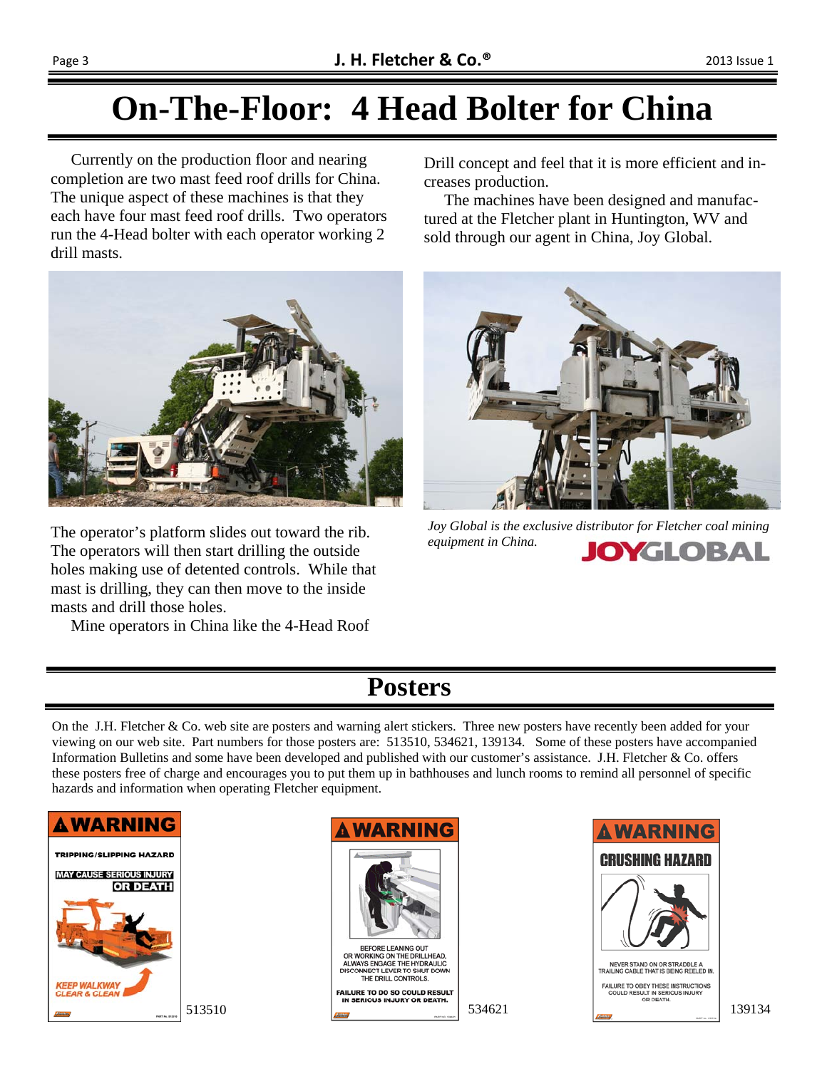# On-The-Floor: 4 Head Bolter for China

Currently on the production floor and nearing completion are two mast feed roof drills for China. The unique aspect of these machines is that they each have four mast feed roof drills. Two operators run the 4-Head bolter with each operator working 2 drill masts.

The operator's platform slides out toward the rib. The operators will then start drilling the outside holes making use of detented controls. While that mast is drilling, they can then move to the inside masts and drill those holes.

Mine operators in China like the 4-Head Roof Drill concept and feel that it is more efficient and increases production.

The machines have been designed and manufactured at the Fletcher plant in Huntington, WV and sold through our agent in China, Joy Global.

*Joy Global is the exclusive distributor for Fletcher coal mining equipment in China.*

# Posters

On the J.H. Fletcher & Co. web site are posters and warning alert stickers. Three new posters have recently been added for your viewing on our web site. Part numbers for those posters are: 513510, 534621, 139134. Some of these posters have accompanied Information Bulletins and some have been developed and published with our customer's assistance. J.H. Fletcher & Co. offers these posters free of charge and encourages you to put them up in bathhouses and lunch rooms to remind all personnel of specific hazards and information when operating Fletcher equipment.

513510

534621

139134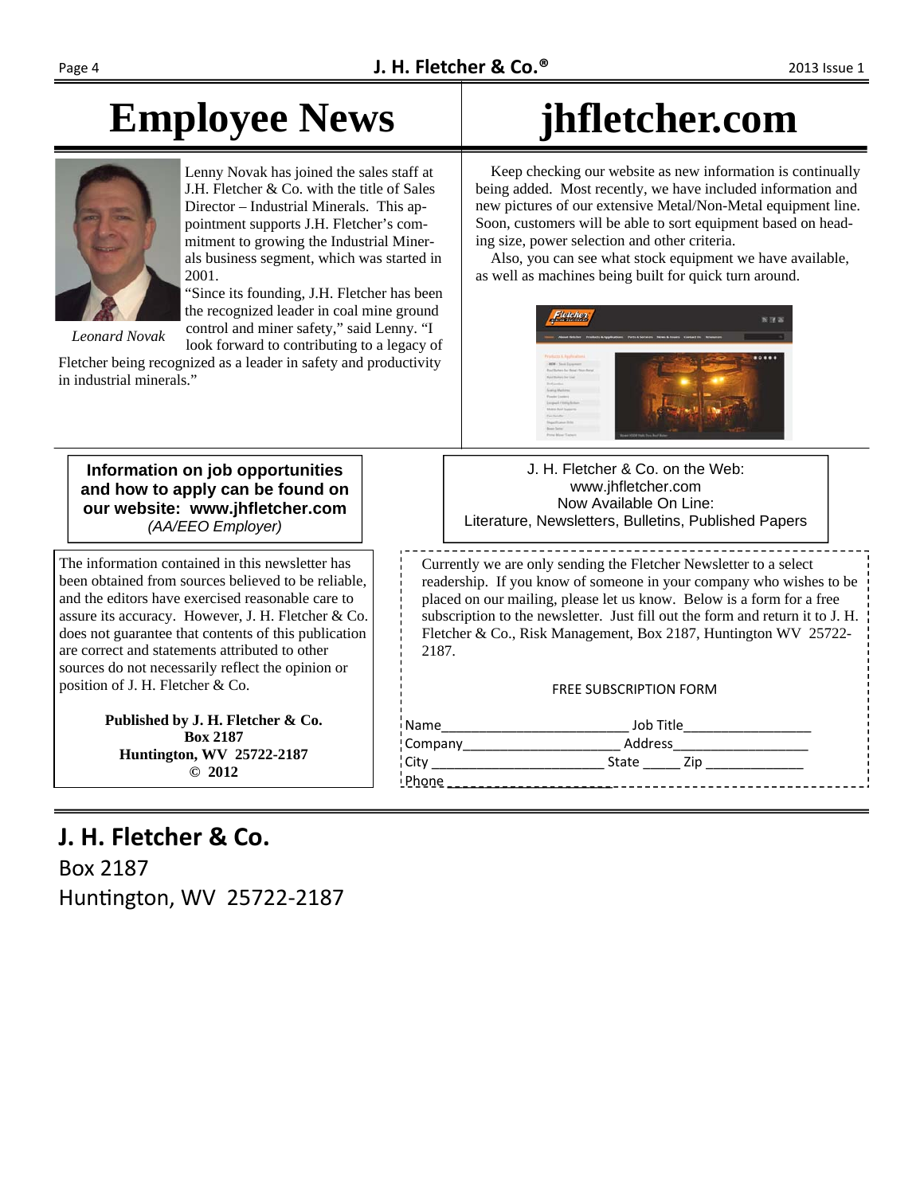# Employee News

Lenny Novak has joined the sales staff at J.H. Fletcher & Co. with the title of Sales Director – Industrial Minerals. This appointment supports J.H. Fletcher's commitment to growing the Industrial Minerals business segment, which was started in 2001.

"Since its founding, J.H. Fletcher has been the recognized leader in coal mine ground control and miner safety," said Lenny. "I look forward to contributing to a legacy of Fletcher being recognized as a leader in safety and productivity in industrial minerals."

*Leonard Novak*

# jhfletcher.com

Keep checking our website as new information is continually being added. Most recently, we have included information and new pictures of our extensive Metal/Non-Metal equipment line. Soon, customers will be able to sort equipment based on heading size, power selection and other criteria.

Also, you can see what stock equipment we have available, as well as machines being built for quick turn around.

**Information on job opportunities and how to apply can be found on our website: www.jhfletcher.com**
*(AA/EEO Employer)*

J. H. Fletcher & Co. on the Web:
www.jhfletcher.com
Now Available On Line:
Literature, Newsletters, Bulletins, Published Papers

The information contained in this newsletter has been obtained from sources believed to be reliable, and the editors have exercised reasonable care to assure its accuracy. However, J. H. Fletcher & Co. does not guarantee that contents of this publication are correct and statements attributed to other sources do not necessarily reflect the opinion or position of J. H. Fletcher & Co.

**Published by J. H. Fletcher & Co.**
**Box 2187**
**Huntington, WV 25722-2187**
**© 2012**

Currently we are only sending the Fletcher Newsletter to a select readership. If you know of someone in your company who wishes to be placed on our mailing, please let us know. Below is a form for a free subscription to the newsletter. Just fill out the form and return it to J. H. Fletcher & Co., Risk Management, Box 2187, Huntington WV 25722-2187.

FREE SUBSCRIPTION FORM

Name_________________________ Job Title_________________
Company_____________________ Address__________________
City _______________________ State _____ Zip _____________
Phone _____________________

**J. H. Fletcher & Co.**
Box 2187
Huntington, WV 25722-2187